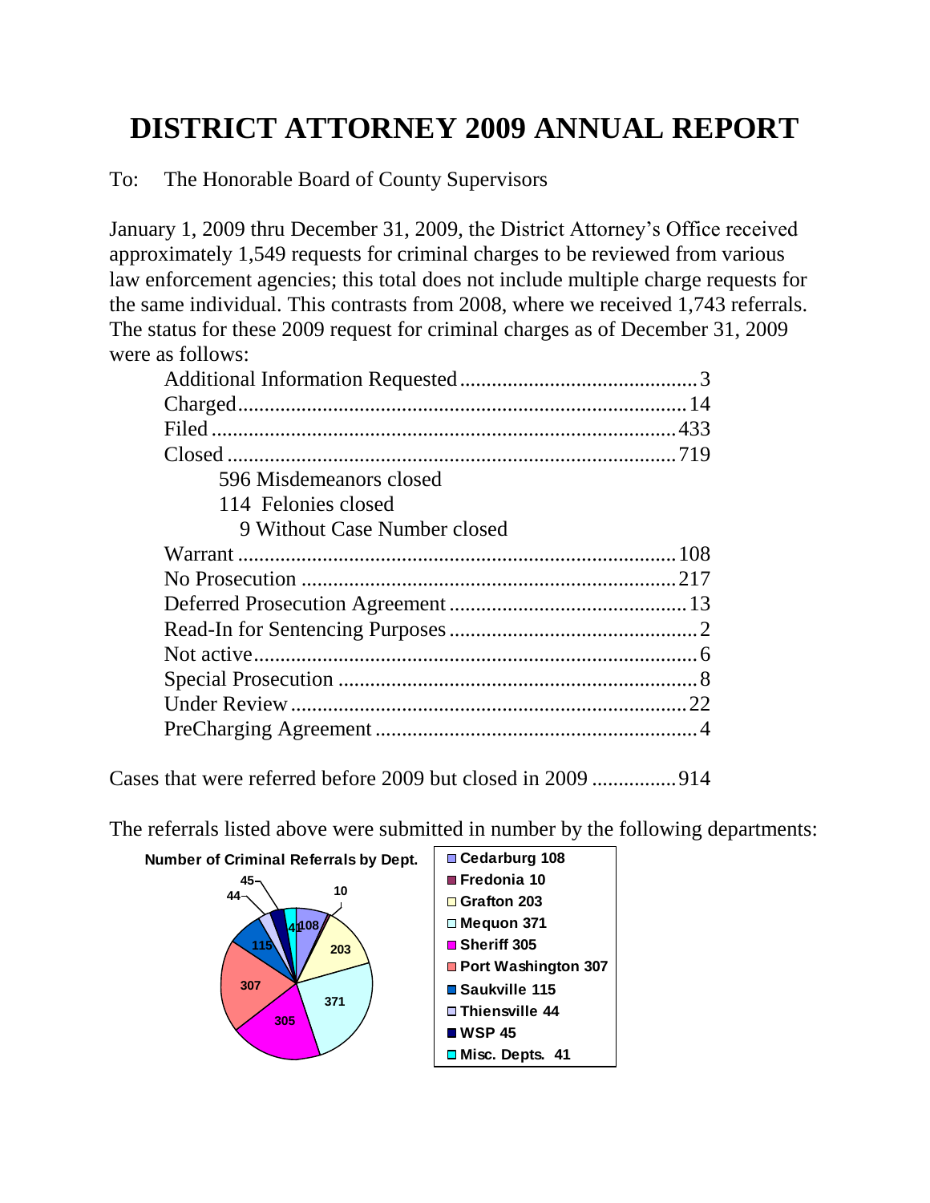# DISTRICT ATTORNEY 2009 ANNUAL REPORT

To: The Honorable Board of County Supervisors

January 1, 2009 thru December 31, 2009, the District Attorney's Office received approximately 1,549 requests for criminal charges to be reviewed from various law enforcement agencies; this total does not include multiple charge requests for the same individual. This contrasts from 2008, where we received 1,743 referrals. The status for these 2009 request for criminal charges as of December 31, 2009 were as follows:

| Status | Count |
|---|---|
| Additional Information Requested | 3 |
| Charged | 14 |
| Filed | 433 |
| Closed | 719 |
| 596 Misdemeanors closed | |
| 114 Felonies closed | |
| 9 Without Case Number closed | |
| Warrant | 108 |
| No Prosecution | 217 |
| Deferred Prosecution Agreement | 13 |
| Read-In for Sentencing Purposes | 2 |
| Not active | 6 |
| Special Prosecution | 8 |
| Under Review | 22 |
| PreCharging Agreement | 4 |

Cases that were referred before 2009 but closed in 2009 ................914

The referrals listed above were submitted in number by the following departments:

**Number of Criminal Referrals by Dept.**

| Department | Referrals |
|---|---|
| Cedarburg | 108 |
| Fredonia | 10 |
| Grafton | 203 |
| Mequon | 371 |
| Sheriff | 305 |
| Port Washington | 307 |
| Saukville | 115 |
| Thiensville | 44 |
| WSP | 45 |
| Misc. Depts. | 41 |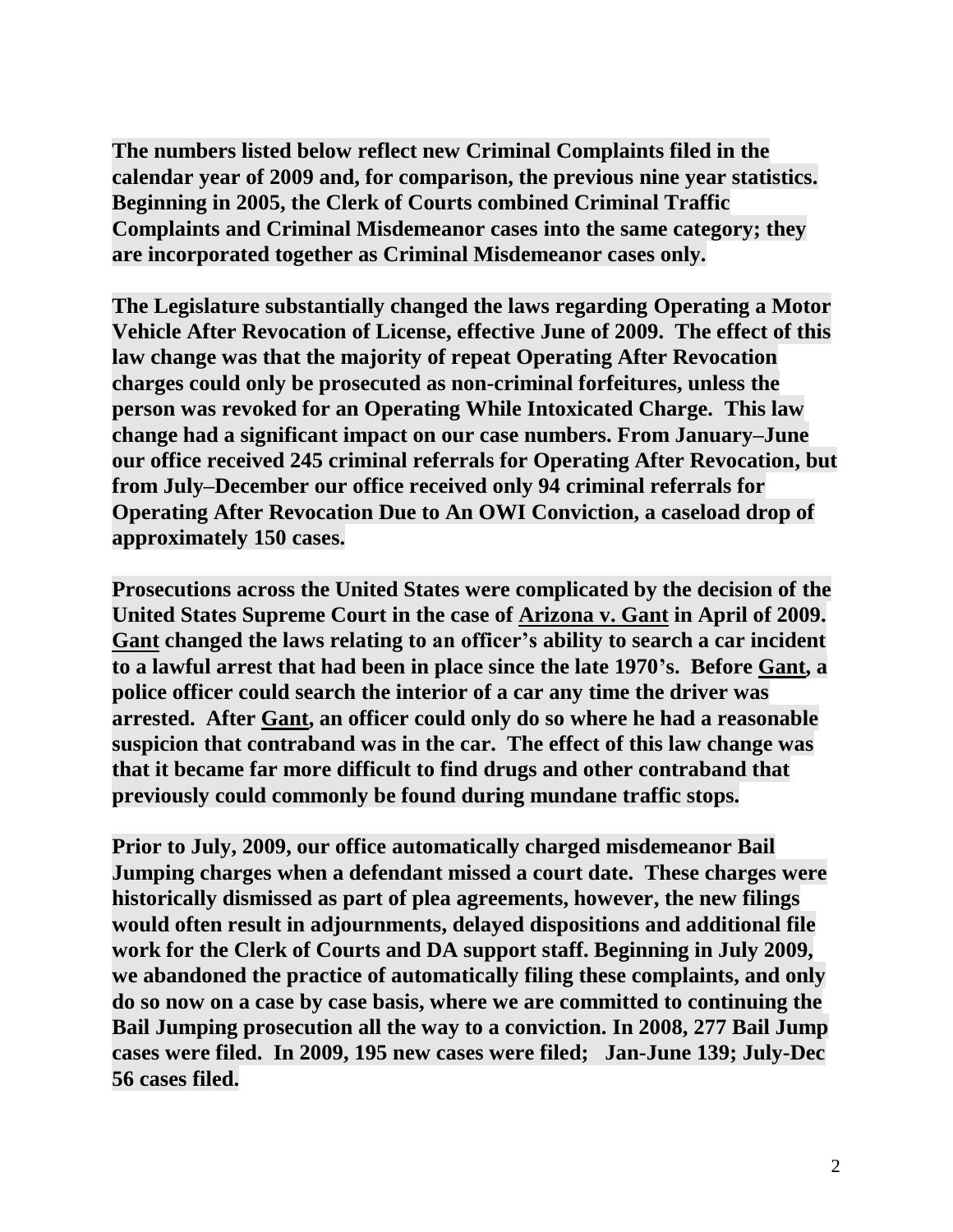**The numbers listed below reflect new Criminal Complaints filed in the calendar year of 2009 and, for comparison, the previous nine year statistics. Beginning in 2005, the Clerk of Courts combined Criminal Traffic Complaints and Criminal Misdemeanor cases into the same category; they are incorporated together as Criminal Misdemeanor cases only.**

**The Legislature substantially changed the laws regarding Operating a Motor Vehicle After Revocation of License, effective June of 2009. The effect of this law change was that the majority of repeat Operating After Revocation charges could only be prosecuted as non-criminal forfeitures, unless the person was revoked for an Operating While Intoxicated Charge. This law change had a significant impact on our case numbers. From January–June our office received 245 criminal referrals for Operating After Revocation, but from July–December our office received only 94 criminal referrals for Operating After Revocation Due to An OWI Conviction, a caseload drop of approximately 150 cases.**

**Prosecutions across the United States were complicated by the decision of the United States Supreme Court in the case of <u>Arizona v. Gant</u> in April of 2009. <u>Gant</u> changed the laws relating to an officer's ability to search a car incident to a lawful arrest that had been in place since the late 1970's. Before <u>Gant</u>, a police officer could search the interior of a car any time the driver was arrested. After <u>Gant</u>, an officer could only do so where he had a reasonable suspicion that contraband was in the car. The effect of this law change was that it became far more difficult to find drugs and other contraband that previously could commonly be found during mundane traffic stops.**

**Prior to July, 2009, our office automatically charged misdemeanor Bail Jumping charges when a defendant missed a court date. These charges were historically dismissed as part of plea agreements, however, the new filings would often result in adjournments, delayed dispositions and additional file work for the Clerk of Courts and DA support staff. Beginning in July 2009, we abandoned the practice of automatically filing these complaints, and only do so now on a case by case basis, where we are committed to continuing the Bail Jumping prosecution all the way to a conviction. In 2008, 277 Bail Jump cases were filed. In 2009, 195 new cases were filed; Jan-June 139; July-Dec 56 cases filed.**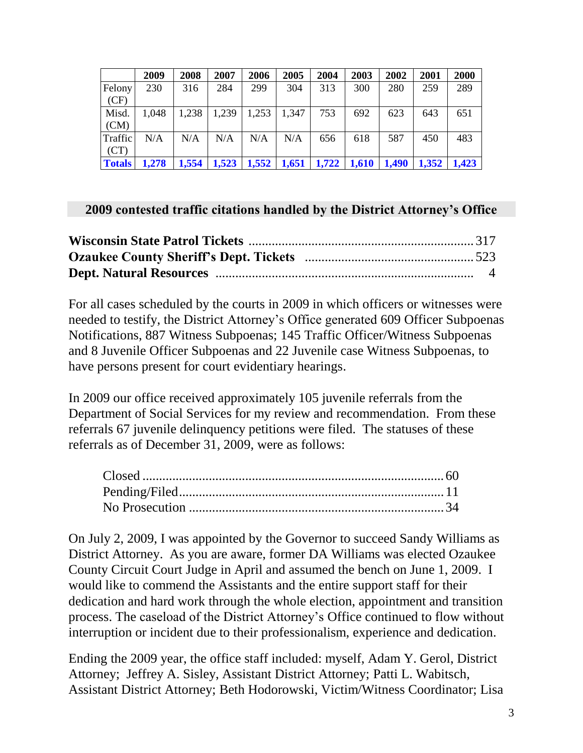| | 2009 | 2008 | 2007 | 2006 | 2005 | 2004 | 2003 | 2002 | 2001 | 2000 |
|---|---|---|---|---|---|---|---|---|---|---|
| Felony (CF) | 230 | 316 | 284 | 299 | 304 | 313 | 300 | 280 | 259 | 289 |
| Misd. (CM) | 1,048 | 1,238 | 1,239 | 1,253 | 1,347 | 753 | 692 | 623 | 643 | 651 |
| Traffic (CT) | N/A | N/A | N/A | N/A | N/A | 656 | 618 | 587 | 450 | 483 |
| **Totals** | **1,278** | **1,554** | **1,523** | **1,552** | **1,651** | **1,722** | **1,610** | **1,490** | **1,352** | **1,423** |

## 2009 contested traffic citations handled by the District Attorney's Office

**Wisconsin State Patrol Tickets** ...................................................................317
**Ozaukee County Sheriff's Dept. Tickets** ..................................................523
**Dept. Natural Resources** ........................................................................... 4

For all cases scheduled by the courts in 2009 in which officers or witnesses were needed to testify, the District Attorney's Office generated 609 Officer Subpoenas Notifications, 887 Witness Subpoenas; 145 Traffic Officer/Witness Subpoenas and 8 Juvenile Officer Subpoenas and 22 Juvenile case Witness Subpoenas, to have persons present for court evidentiary hearings.

In 2009 our office received approximately 105 juvenile referrals from the Department of Social Services for my review and recommendation. From these referrals 67 juvenile delinquency petitions were filed. The statuses of these referrals as of December 31, 2009, were as follows:

Closed ......................................................................................... 60
Pending/Filed............................................................................... 11
No Prosecution ............................................................................ 34

On July 2, 2009, I was appointed by the Governor to succeed Sandy Williams as District Attorney. As you are aware, former DA Williams was elected Ozaukee County Circuit Court Judge in April and assumed the bench on June 1, 2009. I would like to commend the Assistants and the entire support staff for their dedication and hard work through the whole election, appointment and transition process. The caseload of the District Attorney's Office continued to flow without interruption or incident due to their professionalism, experience and dedication.

Ending the 2009 year, the office staff included: myself, Adam Y. Gerol, District Attorney; Jeffrey A. Sisley, Assistant District Attorney; Patti L. Wabitsch, Assistant District Attorney; Beth Hodorowski, Victim/Witness Coordinator; Lisa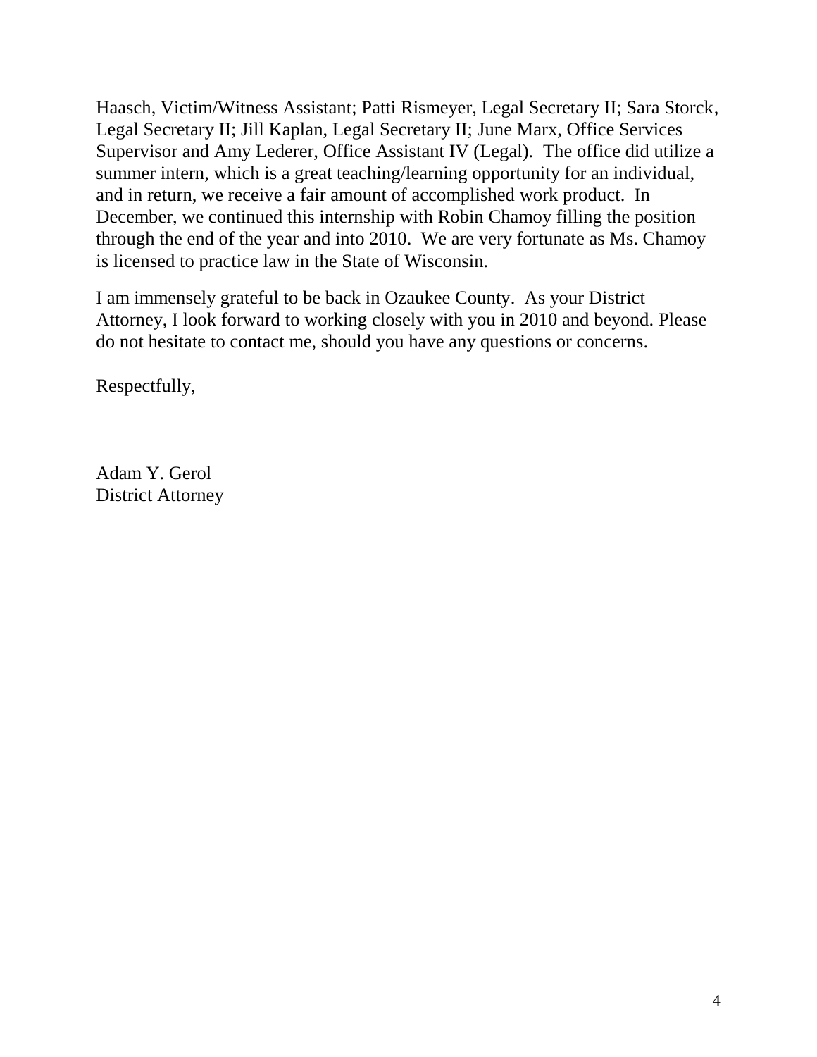Haasch, Victim/Witness Assistant; Patti Rismeyer, Legal Secretary II; Sara Storck, Legal Secretary II; Jill Kaplan, Legal Secretary II; June Marx, Office Services Supervisor and Amy Lederer, Office Assistant IV (Legal). The office did utilize a summer intern, which is a great teaching/learning opportunity for an individual, and in return, we receive a fair amount of accomplished work product. In December, we continued this internship with Robin Chamoy filling the position through the end of the year and into 2010. We are very fortunate as Ms. Chamoy is licensed to practice law in the State of Wisconsin.

I am immensely grateful to be back in Ozaukee County. As your District Attorney, I look forward to working closely with you in 2010 and beyond. Please do not hesitate to contact me, should you have any questions or concerns.

Respectfully,

Adam Y. Gerol
District Attorney